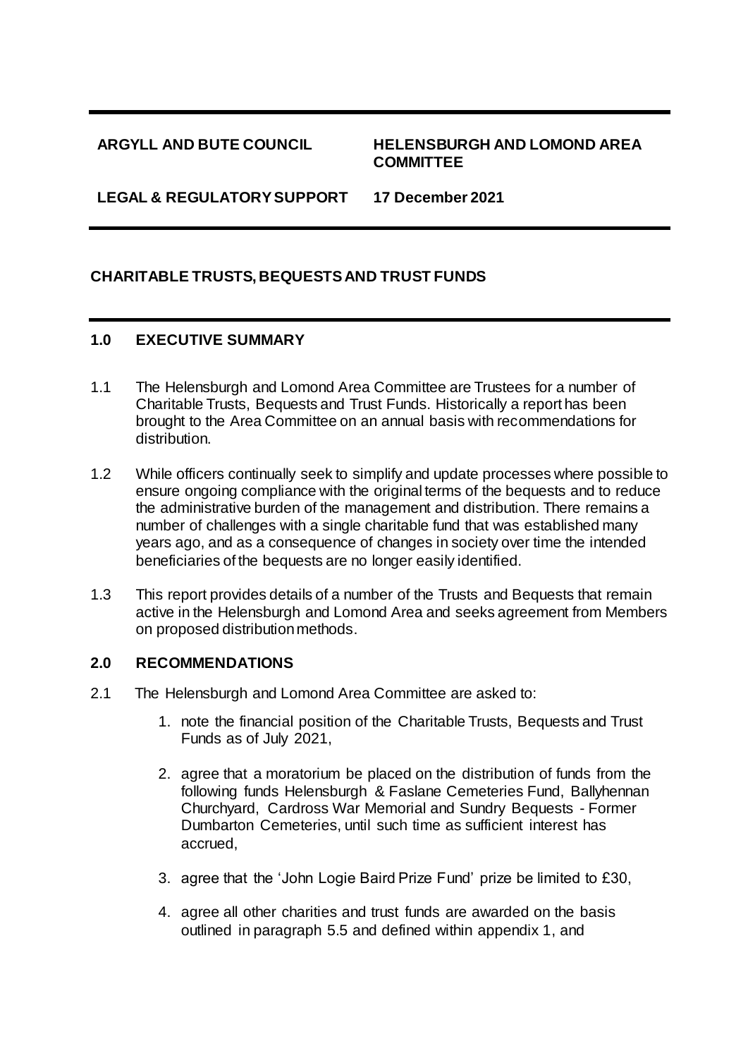| ARGYLL AND BUTE COUNCIL | HELENSBURGH AND LOMOND AREA COMMITTEE |
| --- | --- |
| LEGAL & REGULATORY SUPPORT | 17 December 2021 |

## CHARITABLE TRUSTS, BEQUESTS AND TRUST FUNDS

### 1.0 EXECUTIVE SUMMARY

1.1 The Helensburgh and Lomond Area Committee are Trustees for a number of Charitable Trusts, Bequests and Trust Funds. Historically a report has been brought to the Area Committee on an annual basis with recommendations for distribution.

1.2 While officers continually seek to simplify and update processes where possible to ensure ongoing compliance with the original terms of the bequests and to reduce the administrative burden of the management and distribution. There remains a number of challenges with a single charitable fund that was established many years ago, and as a consequence of changes in society over time the intended beneficiaries of the bequests are no longer easily identified.

1.3 This report provides details of a number of the Trusts and Bequests that remain active in the Helensburgh and Lomond Area and seeks agreement from Members on proposed distribution methods.

### 2.0 RECOMMENDATIONS

2.1 The Helensburgh and Lomond Area Committee are asked to:

1. note the financial position of the Charitable Trusts, Bequests and Trust Funds as of July 2021,
2. agree that a moratorium be placed on the distribution of funds from the following funds Helensburgh & Faslane Cemeteries Fund, Ballyhennan Churchyard, Cardross War Memorial and Sundry Bequests - Former Dumbarton Cemeteries, until such time as sufficient interest has accrued,
3. agree that the 'John Logie Baird Prize Fund' prize be limited to £30,
4. agree all other charities and trust funds are awarded on the basis outlined in paragraph 5.5 and defined within appendix 1, and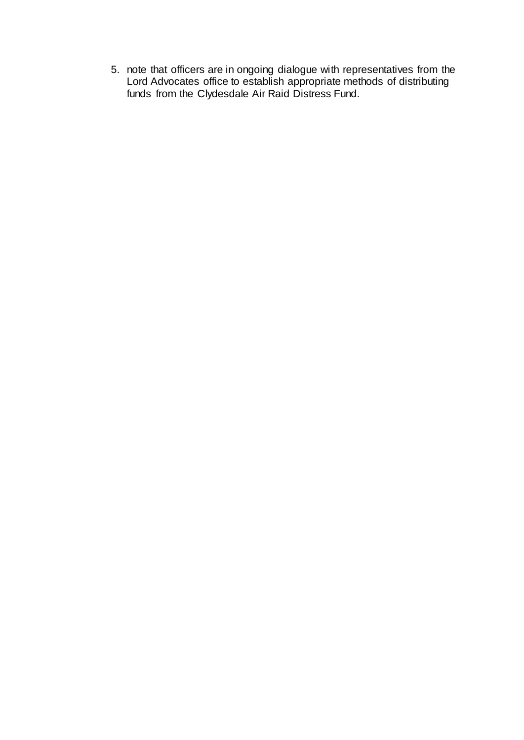5. note that officers are in ongoing dialogue with representatives from the Lord Advocates office to establish appropriate methods of distributing funds from the Clydesdale Air Raid Distress Fund.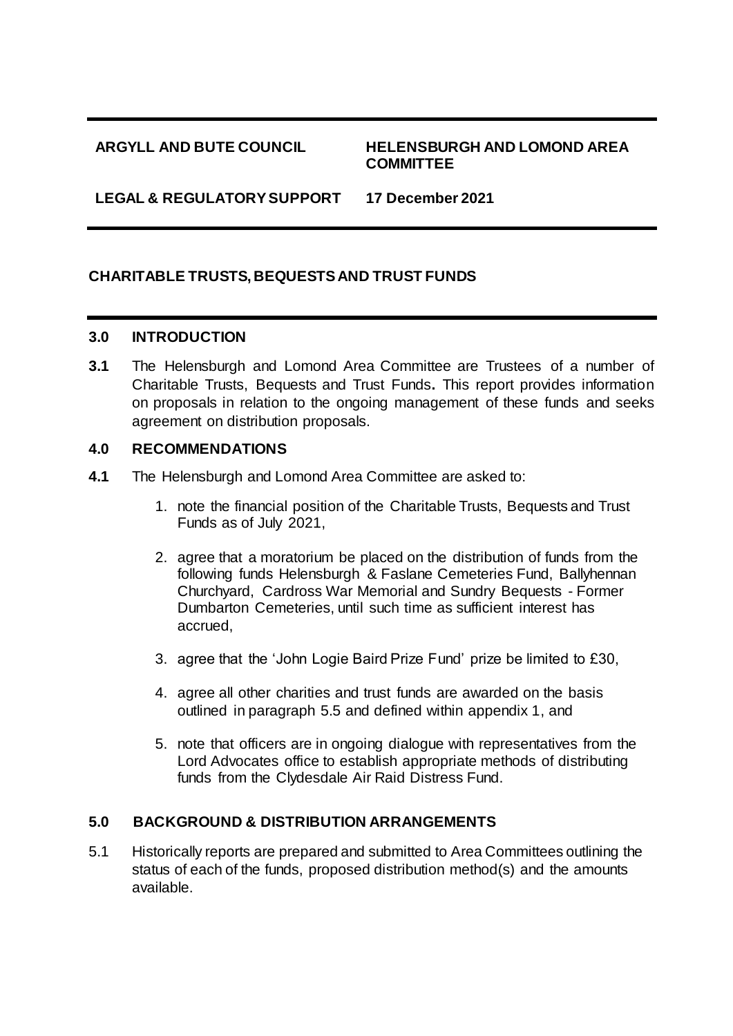**ARGYLL AND BUTE COUNCIL** | **HELENSBURGH AND LOMOND AREA COMMITTEE**

**LEGAL & REGULATORY SUPPORT** | **17 December 2021**

## CHARITABLE TRUSTS, BEQUESTS AND TRUST FUNDS

### 3.0 INTRODUCTION

**3.1** The Helensburgh and Lomond Area Committee are Trustees of a number of Charitable Trusts, Bequests and Trust Funds**.** This report provides information on proposals in relation to the ongoing management of these funds and seeks agreement on distribution proposals.

### 4.0 RECOMMENDATIONS

**4.1** The Helensburgh and Lomond Area Committee are asked to:

1. note the financial position of the Charitable Trusts, Bequests and Trust Funds as of July 2021,
2. agree that a moratorium be placed on the distribution of funds from the following funds Helensburgh & Faslane Cemeteries Fund, Ballyhennan Churchyard, Cardross War Memorial and Sundry Bequests - Former Dumbarton Cemeteries, until such time as sufficient interest has accrued,
3. agree that the 'John Logie Baird Prize Fund' prize be limited to £30,
4. agree all other charities and trust funds are awarded on the basis outlined in paragraph 5.5 and defined within appendix 1, and
5. note that officers are in ongoing dialogue with representatives from the Lord Advocates office to establish appropriate methods of distributing funds from the Clydesdale Air Raid Distress Fund.

### 5.0 BACKGROUND & DISTRIBUTION ARRANGEMENTS

5.1 Historically reports are prepared and submitted to Area Committees outlining the status of each of the funds, proposed distribution method(s) and the amounts available.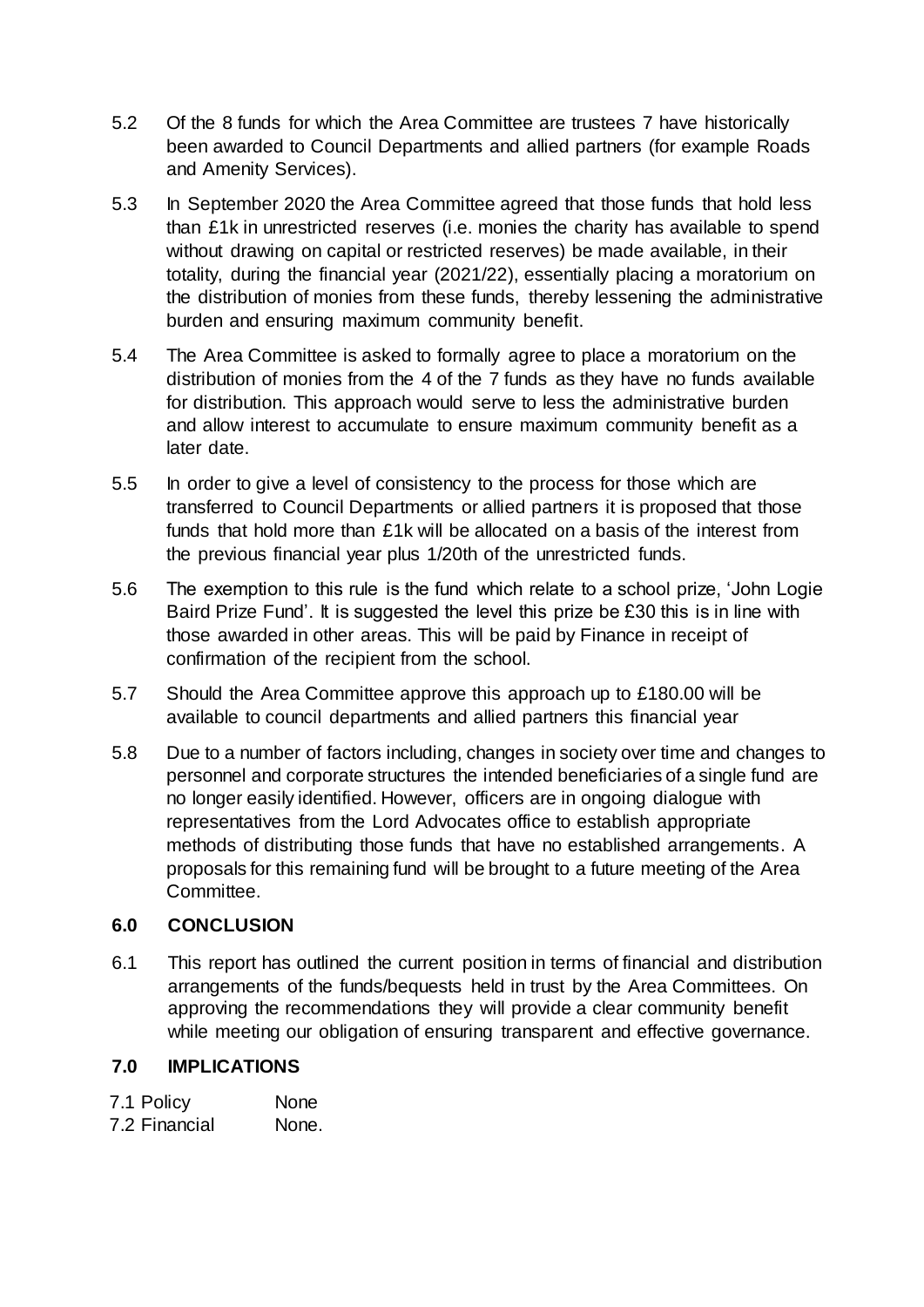5.2 Of the 8 funds for which the Area Committee are trustees 7 have historically been awarded to Council Departments and allied partners (for example Roads and Amenity Services).

5.3 In September 2020 the Area Committee agreed that those funds that hold less than £1k in unrestricted reserves (i.e. monies the charity has available to spend without drawing on capital or restricted reserves) be made available, in their totality, during the financial year (2021/22), essentially placing a moratorium on the distribution of monies from these funds, thereby lessening the administrative burden and ensuring maximum community benefit.

5.4 The Area Committee is asked to formally agree to place a moratorium on the distribution of monies from the 4 of the 7 funds as they have no funds available for distribution. This approach would serve to less the administrative burden and allow interest to accumulate to ensure maximum community benefit as a later date.

5.5 In order to give a level of consistency to the process for those which are transferred to Council Departments or allied partners it is proposed that those funds that hold more than £1k will be allocated on a basis of the interest from the previous financial year plus 1/20th of the unrestricted funds.

5.6 The exemption to this rule is the fund which relate to a school prize, 'John Logie Baird Prize Fund'. It is suggested the level this prize be £30 this is in line with those awarded in other areas. This will be paid by Finance in receipt of confirmation of the recipient from the school.

5.7 Should the Area Committee approve this approach up to £180.00 will be available to council departments and allied partners this financial year

5.8 Due to a number of factors including, changes in society over time and changes to personnel and corporate structures the intended beneficiaries of a single fund are no longer easily identified. However, officers are in ongoing dialogue with representatives from the Lord Advocates office to establish appropriate methods of distributing those funds that have no established arrangements. A proposals for this remaining fund will be brought to a future meeting of the Area Committee.

## 6.0 CONCLUSION

6.1 This report has outlined the current position in terms of financial and distribution arrangements of the funds/bequests held in trust by the Area Committees. On approving the recommendations they will provide a clear community benefit while meeting our obligation of ensuring transparent and effective governance.

## 7.0 IMPLICATIONS

7.1 Policy None
7.2 Financial None.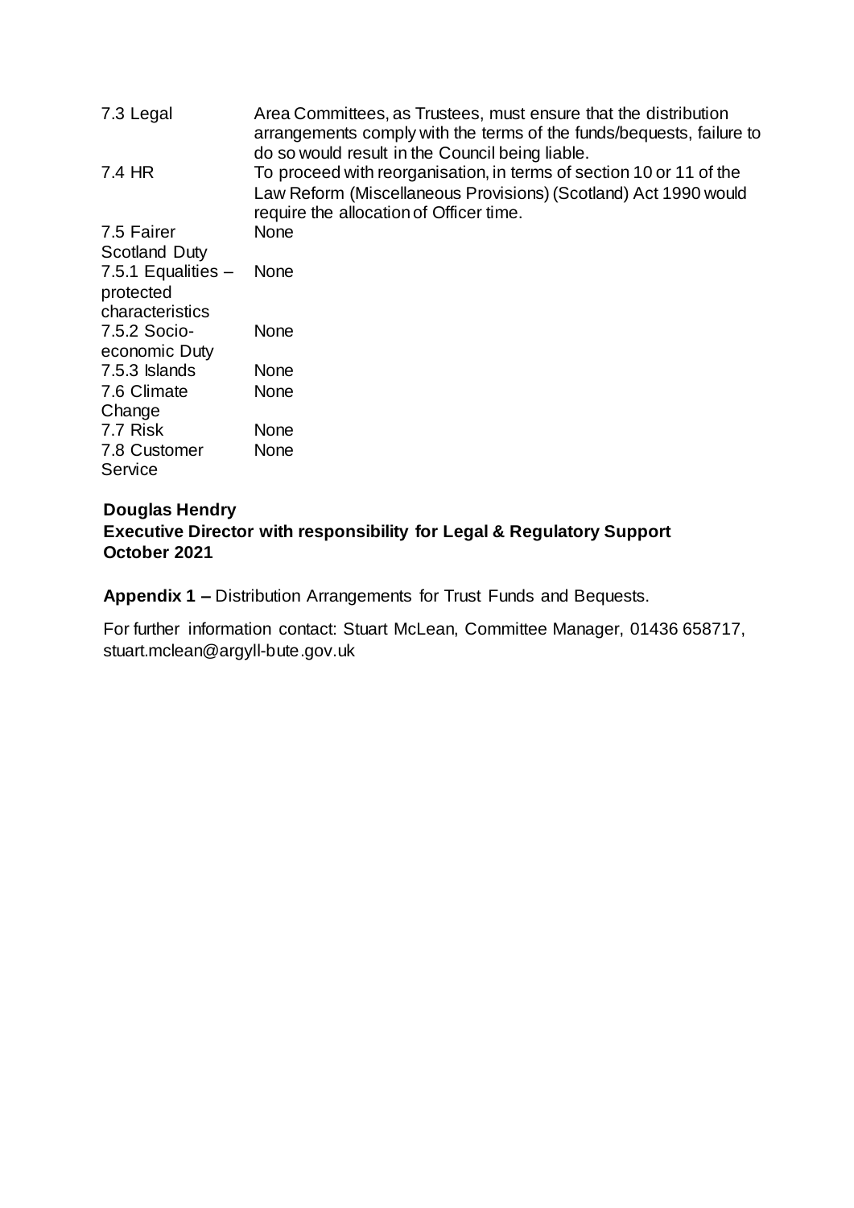| | |
|---|---|
| 7.3 Legal | Area Committees, as Trustees, must ensure that the distribution arrangements comply with the terms of the funds/bequests, failure to do so would result in the Council being liable. |
| 7.4 HR | To proceed with reorganisation, in terms of section 10 or 11 of the Law Reform (Miscellaneous Provisions) (Scotland) Act 1990 would require the allocation of Officer time. |
| 7.5 Fairer Scotland Duty | None |
| 7.5.1 Equalities – protected characteristics | None |
| 7.5.2 Socio-economic Duty | None |
| 7.5.3 Islands | None |
| 7.6 Climate Change | None |
| 7.7 Risk | None |
| 7.8 Customer Service | None |

**Douglas Hendry**
**Executive Director with responsibility for Legal & Regulatory Support**
**October 2021**

**Appendix 1 –** Distribution Arrangements for Trust Funds and Bequests.

For further information contact: Stuart McLean, Committee Manager, 01436 658717, stuart.mclean@argyll-bute.gov.uk